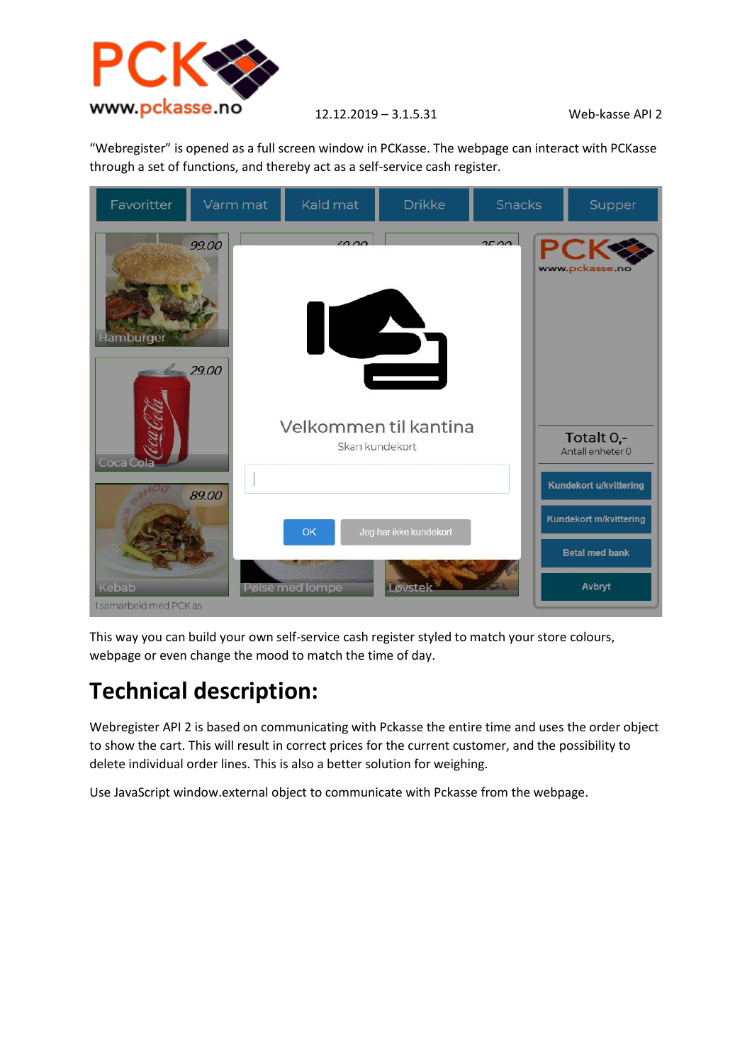“Webregister” is opened as a full screen window in PCKasse. The webpage can interact with PCKasse through a set of functions, and thereby act as a self-service cash register.

This way you can build your own self-service cash register styled to match your store colours, webpage or even change the mood to match the time of day.

# Technical description:

Webregister API 2 is based on communicating with Pckasse the entire time and uses the order object to show the cart. This will result in correct prices for the current customer, and the possibility to delete individual order lines. This is also a better solution for weighing.

Use JavaScript window.external object to communicate with Pckasse from the webpage.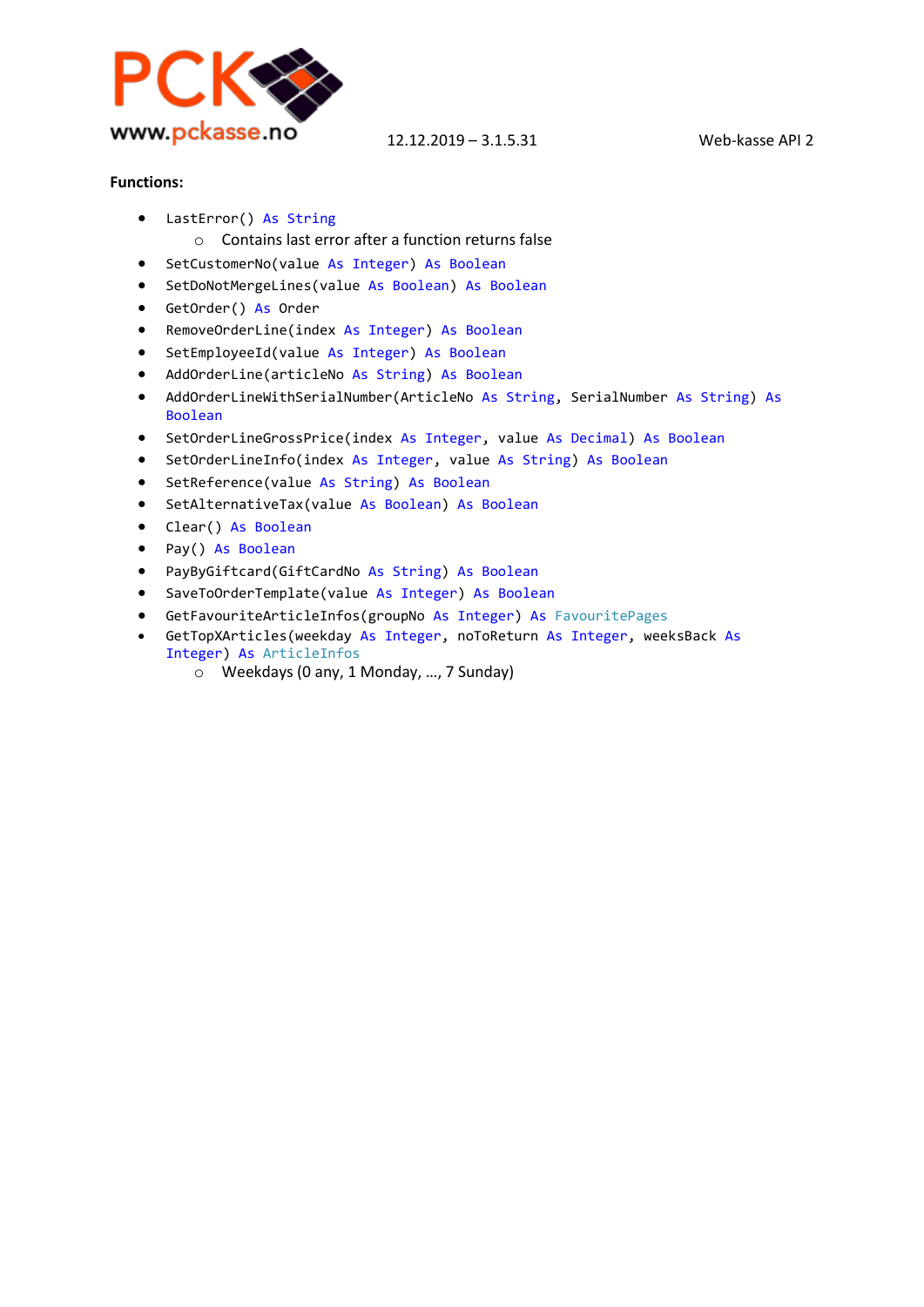**Functions:**

- `LastError() As String`
    - Contains last error after a function returns false
- `SetCustomerNo(value As Integer) As Boolean`
- `SetDoNotMergeLines(value As Boolean) As Boolean`
- `GetOrder() As Order`
- `RemoveOrderLine(index As Integer) As Boolean`
- `SetEmployeeId(value As Integer) As Boolean`
- `AddOrderLine(articleNo As String) As Boolean`
- `AddOrderLineWithSerialNumber(ArticleNo As String, SerialNumber As String) As Boolean`
- `SetOrderLineGrossPrice(index As Integer, value As Decimal) As Boolean`
- `SetOrderLineInfo(index As Integer, value As String) As Boolean`
- `SetReference(value As String) As Boolean`
- `SetAlternativeTax(value As Boolean) As Boolean`
- `Clear() As Boolean`
- `Pay() As Boolean`
- `PayByGiftcard(GiftCardNo As String) As Boolean`
- `SaveToOrderTemplate(value As Integer) As Boolean`
- `GetFavouriteArticleInfos(groupNo As Integer) As FavouritePages`
- `GetTopXArticles(weekday As Integer, noToReturn As Integer, weeksBack As Integer) As ArticleInfos`
    - Weekdays (0 any, 1 Monday, …, 7 Sunday)